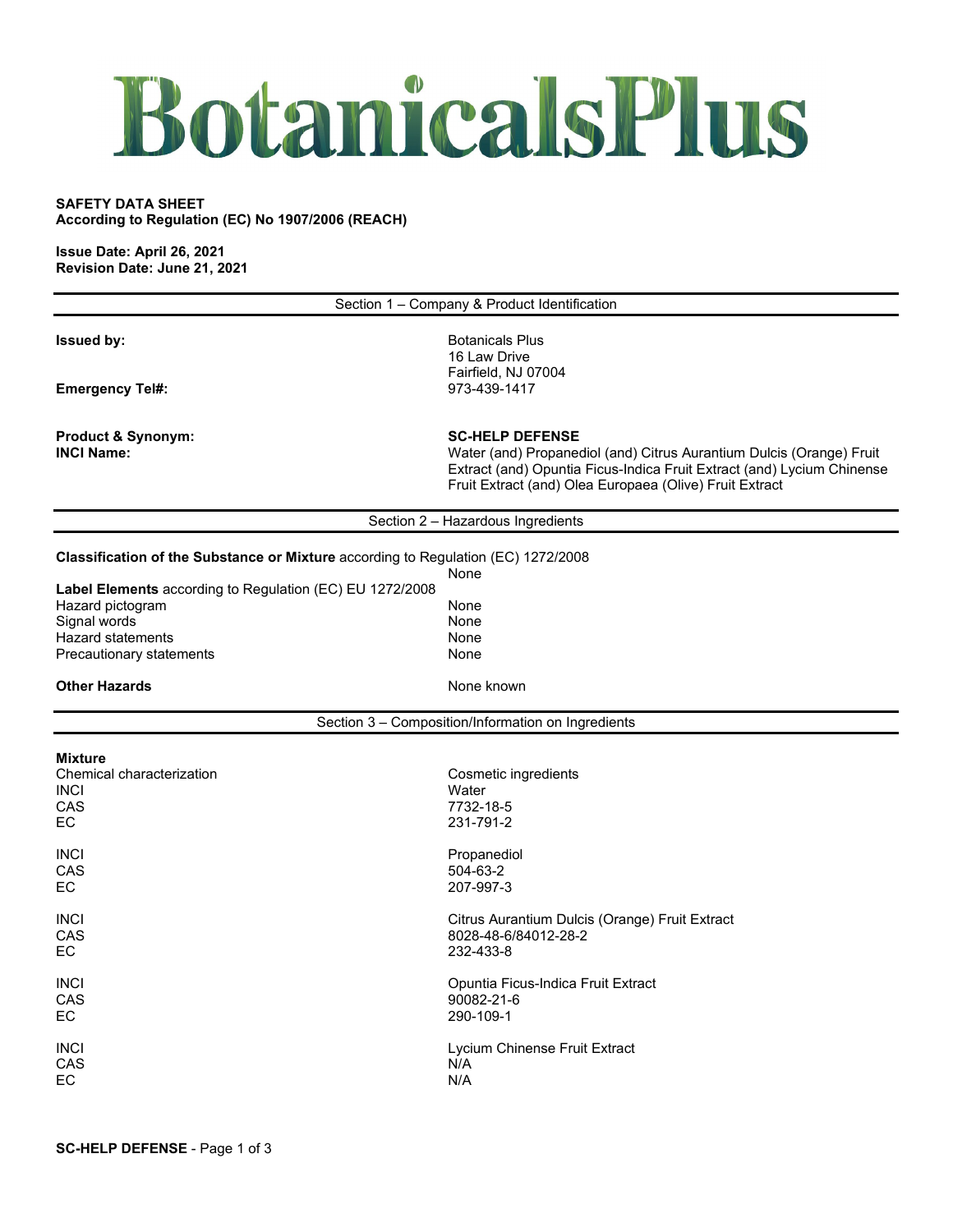# BotanicalsPlus

**SAFETY DATA SHEET**
**According to Regulation (EC) No 1907/2006 (REACH)**

**Issue Date: April 26, 2021**
**Revision Date: June 21, 2021**

## Section 1 – Company & Product Identification

| | |
|---|---|
| **Issued by:** | Botanicals Plus<br>16 Law Drive<br>Fairfield, NJ 07004 |
| **Emergency Tel#:** | 973-439-1417 |
| **Product & Synonym:** | **SC-HELP DEFENSE** |
| **INCI Name:** | Water (and) Propanediol (and) Citrus Aurantium Dulcis (Orange) Fruit Extract (and) Opuntia Ficus-Indica Fruit Extract (and) Lycium Chinense Fruit Extract (and) Olea Europaea (Olive) Fruit Extract |

## Section 2 – Hazardous Ingredients

**Classification of the Substance or Mixture** according to Regulation (EC) 1272/2008
None

**Label Elements** according to Regulation (EC) EU 1272/2008

| | |
|---|---|
| Hazard pictogram | None |
| Signal words | None |
| Hazard statements | None |
| Precautionary statements | None |

| | |
|---|---|
| **Other Hazards** | None known |

## Section 3 – Composition/Information on Ingredients

**Mixture**

| | |
|---|---|
| Chemical characterization | Cosmetic ingredients |
| INCI | Water |
| CAS | 7732-18-5 |
| EC | 231-791-2 |
| INCI | Propanediol |
| CAS | 504-63-2 |
| EC | 207-997-3 |
| INCI | Citrus Aurantium Dulcis (Orange) Fruit Extract |
| CAS | 8028-48-6/84012-28-2 |
| EC | 232-433-8 |
| INCI | Opuntia Ficus-Indica Fruit Extract |
| CAS | 90082-21-6 |
| EC | 290-109-1 |
| INCI | Lycium Chinense Fruit Extract |
| CAS | N/A |
| EC | N/A |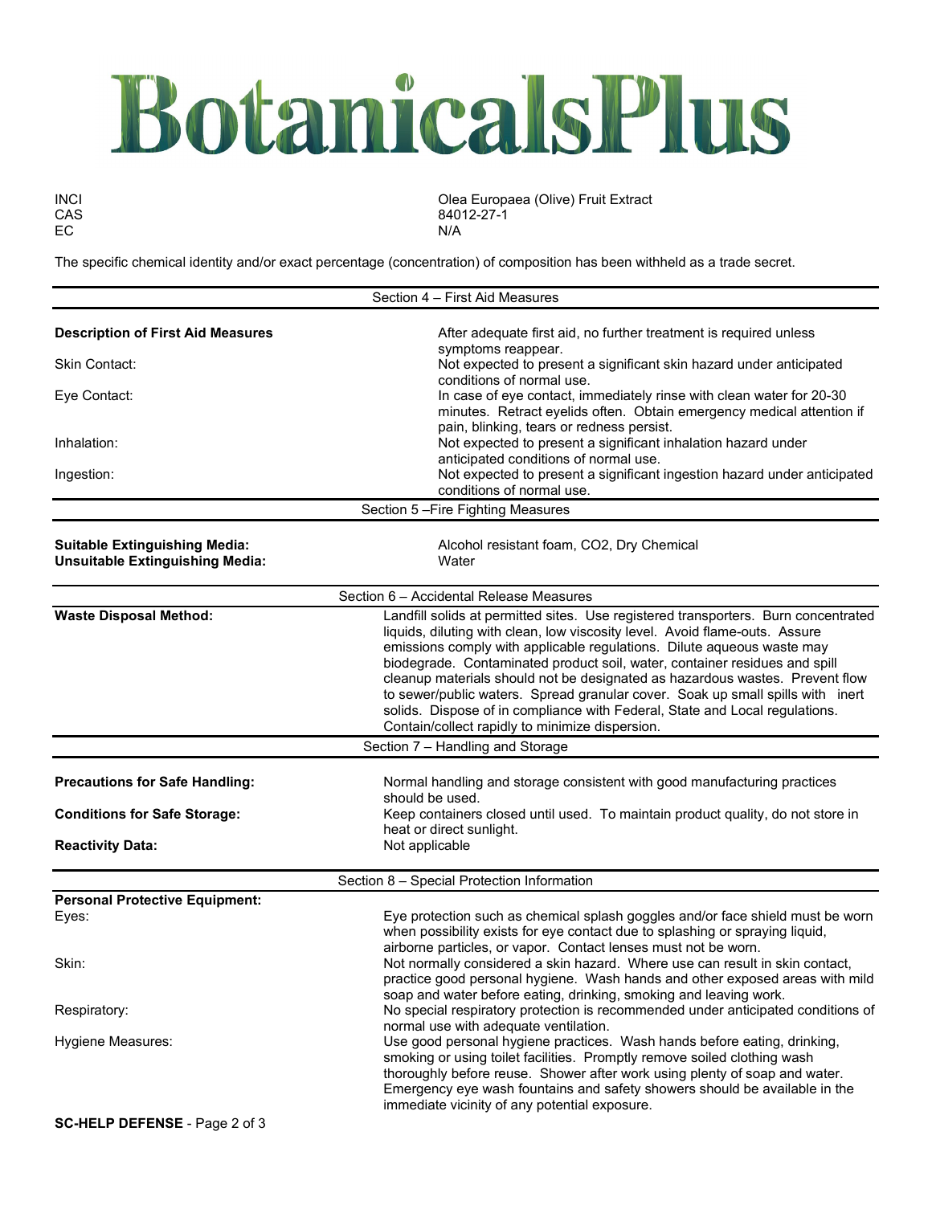# BotanicalsPlus

| | |
|---|---|
| INCI | Olea Europaea (Olive) Fruit Extract |
| CAS | 84012-27-1 |
| EC | N/A |

The specific chemical identity and/or exact percentage (concentration) of composition has been withheld as a trade secret.

## Section 4 – First Aid Measures

**Description of First Aid Measures**
After adequate first aid, no further treatment is required unless symptoms reappear.

Skin Contact:
Not expected to present a significant skin hazard under anticipated conditions of normal use.

Eye Contact:
In case of eye contact, immediately rinse with clean water for 20-30 minutes. Retract eyelids often. Obtain emergency medical attention if pain, blinking, tears or redness persist.

Inhalation:
Not expected to present a significant inhalation hazard under anticipated conditions of normal use.

Ingestion:
Not expected to present a significant ingestion hazard under anticipated conditions of normal use.

## Section 5 –Fire Fighting Measures

**Suitable Extinguishing Media:** Alcohol resistant foam, $CO_2$, Dry Chemical

**Unsuitable Extinguishing Media:** Water

## Section 6 – Accidental Release Measures

**Waste Disposal Method:**
Landfill solids at permitted sites. Use registered transporters. Burn concentrated liquids, diluting with clean, low viscosity level. Avoid flame-outs. Assure emissions comply with applicable regulations. Dilute aqueous waste may biodegrade. Contaminated product soil, water, container residues and spill cleanup materials should not be designated as hazardous wastes. Prevent flow to sewer/public waters. Spread granular cover. Soak up small spills with inert solids. Dispose of in compliance with Federal, State and Local regulations. Contain/collect rapidly to minimize dispersion.

## Section 7 – Handling and Storage

**Precautions for Safe Handling:**
Normal handling and storage consistent with good manufacturing practices should be used.

**Conditions for Safe Storage:**
Keep containers closed until used. To maintain product quality, do not store in heat or direct sunlight.

**Reactivity Data:**
Not applicable

## Section 8 – Special Protection Information

**Personal Protective Equipment:**

Eyes:
Eye protection such as chemical splash goggles and/or face shield must be worn when possibility exists for eye contact due to splashing or spraying liquid, airborne particles, or vapor. Contact lenses must not be worn.

Skin:
Not normally considered a skin hazard. Where use can result in skin contact, practice good personal hygiene. Wash hands and other exposed areas with mild soap and water before eating, drinking, smoking and leaving work.

Respiratory:
No special respiratory protection is recommended under anticipated conditions of normal use with adequate ventilation.

Hygiene Measures:
Use good personal hygiene practices. Wash hands before eating, drinking, smoking or using toilet facilities. Promptly remove soiled clothing wash thoroughly before reuse. Shower after work using plenty of soap and water. Emergency eye wash fountains and safety showers should be available in the immediate vicinity of any potential exposure.

**SC-HELP DEFENSE**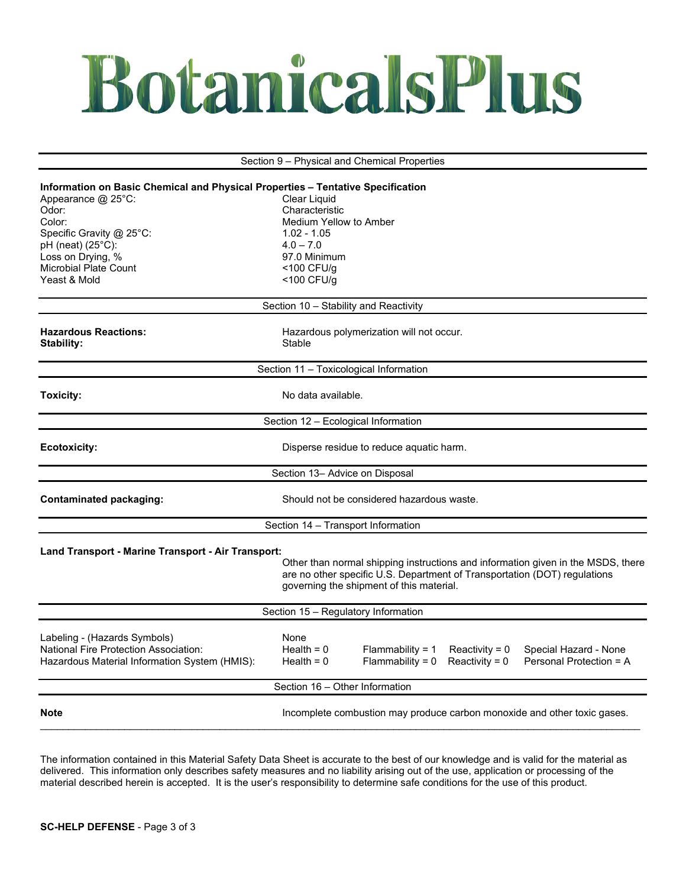BotanicalsPlus

## Section 9 – Physical and Chemical Properties

**Information on Basic Chemical and Physical Properties – Tentative Specification**

| | |
|---|---|
| Appearance @ 25°C: | Clear Liquid |
| Odor: | Characteristic |
| Color: | Medium Yellow to Amber |
| Specific Gravity @ 25°C: | 1.02 - 1.05 |
| pH (neat) (25°C): | 4.0 – 7.0 |
| Loss on Drying, % | 97.0 Minimum |
| Microbial Plate Count | <100 CFU/g |
| Yeast & Mold | <100 CFU/g |

## Section 10 – Stability and Reactivity

**Hazardous Reactions:** Hazardous polymerization will not occur.

**Stability:** Stable

## Section 11 – Toxicological Information

**Toxicity:** No data available.

## Section 12 – Ecological Information

**Ecotoxicity:** Disperse residue to reduce aquatic harm.

## Section 13– Advice on Disposal

**Contaminated packaging:** Should not be considered hazardous waste.

## Section 14 – Transport Information

**Land Transport - Marine Transport - Air Transport:**

Other than normal shipping instructions and information given in the MSDS, there are no other specific U.S. Department of Transportation (DOT) regulations governing the shipment of this material.

## Section 15 – Regulatory Information

| | | | | |
|---|---|---|---|---|
| Labeling - (Hazards Symbols) | None | | | |
| National Fire Protection Association: | Health = 0 | Flammability = 1 | Reactivity = 0 | Special Hazard - None |
| Hazardous Material Information System (HMIS): | Health = 0 | Flammability = 0 | Reactivity = 0 | Personal Protection = A |

## Section 16 – Other Information

**Note** Incomplete combustion may produce carbon monoxide and other toxic gases.

---

The information contained in this Material Safety Data Sheet is accurate to the best of our knowledge and is valid for the material as delivered. This information only describes safety measures and no liability arising out of the use, application or processing of the material described herein is accepted. It is the user's responsibility to determine safe conditions for the use of this product.